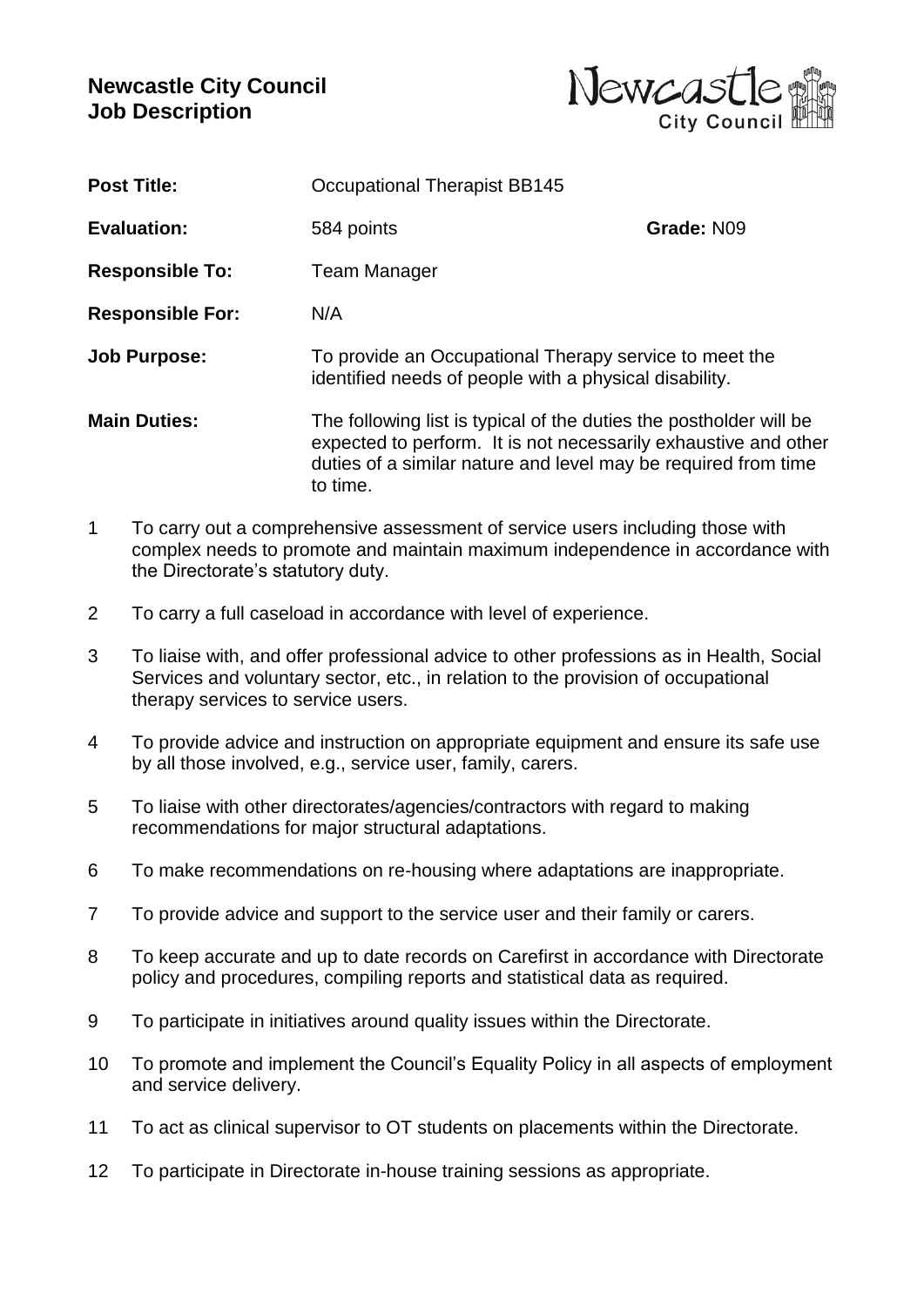# Newcastle City Council
# Job Description

| | | |
|---|---|---|
| **Post Title:** | Occupational Therapist BB145 | |
| **Evaluation:** | 584 points | **Grade:** N09 |
| **Responsible To:** | Team Manager | |
| **Responsible For:** | N/A | |
| **Job Purpose:** | To provide an Occupational Therapy service to meet the identified needs of people with a physical disability. | |
| **Main Duties:** | The following list is typical of the duties the postholder will be expected to perform. It is not necessarily exhaustive and other duties of a similar nature and level may be required from time to time. | |

1. To carry out a comprehensive assessment of service users including those with complex needs to promote and maintain maximum independence in accordance with the Directorate's statutory duty.
2. To carry a full caseload in accordance with level of experience.
3. To liaise with, and offer professional advice to other professions as in Health, Social Services and voluntary sector, etc., in relation to the provision of occupational therapy services to service users.
4. To provide advice and instruction on appropriate equipment and ensure its safe use by all those involved, e.g., service user, family, carers.
5. To liaise with other directorates/agencies/contractors with regard to making recommendations for major structural adaptations.
6. To make recommendations on re-housing where adaptations are inappropriate.
7. To provide advice and support to the service user and their family or carers.
8. To keep accurate and up to date records on Carefirst in accordance with Directorate policy and procedures, compiling reports and statistical data as required.
9. To participate in initiatives around quality issues within the Directorate.
10. To promote and implement the Council's Equality Policy in all aspects of employment and service delivery.
11. To act as clinical supervisor to OT students on placements within the Directorate.
12. To participate in Directorate in-house training sessions as appropriate.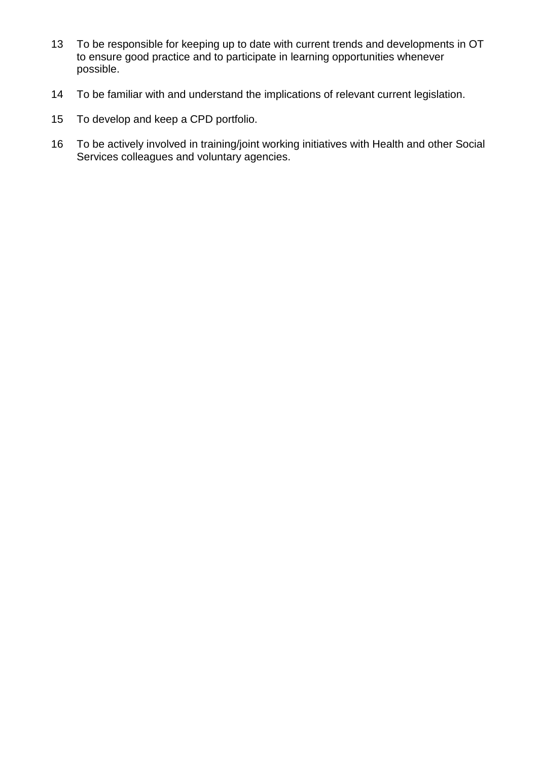13 To be responsible for keeping up to date with current trends and developments in OT to ensure good practice and to participate in learning opportunities whenever possible.

14 To be familiar with and understand the implications of relevant current legislation.

15 To develop and keep a CPD portfolio.

16 To be actively involved in training/joint working initiatives with Health and other Social Services colleagues and voluntary agencies.